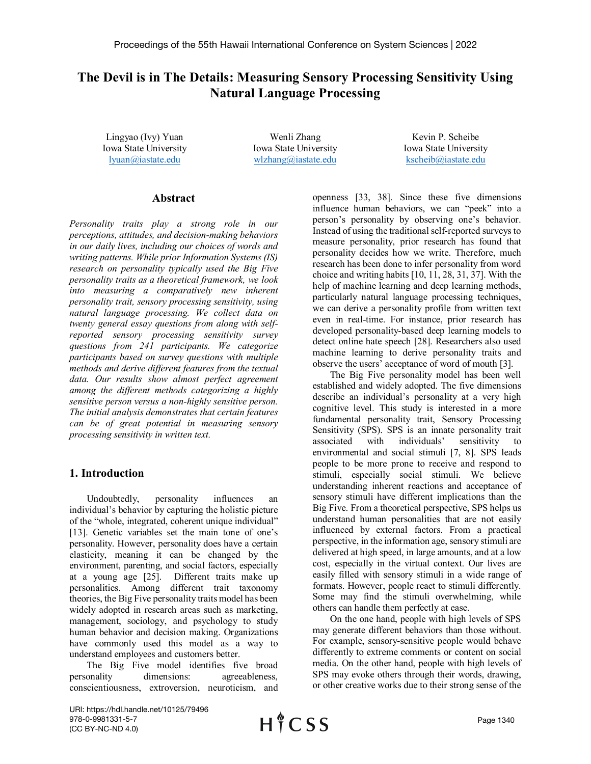# The Devil is in The Details: Measuring Sensory Processing Sensitivity Using Natural Language Processing

Lingyao (Ivy) Yuan
Iowa State University
lyuan@iastate.edu

Wenli Zhang
Iowa State University
wlzhang@iastate.edu

Kevin P. Scheibe
Iowa State University
kscheib@iastate.edu

## Abstract

*Personality traits play a strong role in our perceptions, attitudes, and decision-making behaviors in our daily lives, including our choices of words and writing patterns. While prior Information Systems (IS) research on personality typically used the Big Five personality traits as a theoretical framework, we look into measuring a comparatively new inherent personality trait, sensory processing sensitivity, using natural language processing. We collect data on twenty general essay questions from along with self-reported sensory processing sensitivity survey questions from 241 participants. We categorize participants based on survey questions with multiple methods and derive different features from the textual data. Our results show almost perfect agreement among the different methods categorizing a highly sensitive person versus a non-highly sensitive person. The initial analysis demonstrates that certain features can be of great potential in measuring sensory processing sensitivity in written text.*

## 1. Introduction

Undoubtedly, personality influences an individual's behavior by capturing the holistic picture of the "whole, integrated, coherent unique individual" [13]. Genetic variables set the main tone of one's personality. However, personality does have a certain elasticity, meaning it can be changed by the environment, parenting, and social factors, especially at a young age [25]. Different traits make up personalities. Among different trait taxonomy theories, the Big Five personality traits model has been widely adopted in research areas such as marketing, management, sociology, and psychology to study human behavior and decision making. Organizations have commonly used this model as a way to understand employees and customers better.

The Big Five model identifies five broad personality dimensions: agreeableness, conscientiousness, extroversion, neuroticism, and openness [33, 38]. Since these five dimensions influence human behaviors, we can "peek" into a person's personality by observing one's behavior. Instead of using the traditional self-reported surveys to measure personality, prior research has found that personality decides how we write. Therefore, much research has been done to infer personality from word choice and writing habits [10, 11, 28, 31, 37]. With the help of machine learning and deep learning methods, particularly natural language processing techniques, we can derive a personality profile from written text even in real-time. For instance, prior research has developed personality-based deep learning models to detect online hate speech [28]. Researchers also used machine learning to derive personality traits and observe the users' acceptance of word of mouth [3].

The Big Five personality model has been well established and widely adopted. The five dimensions describe an individual's personality at a very high cognitive level. This study is interested in a more fundamental personality trait, Sensory Processing Sensitivity (SPS). SPS is an innate personality trait associated with individuals' sensitivity to environmental and social stimuli [7, 8]. SPS leads people to be more prone to receive and respond to stimuli, especially social stimuli. We believe understanding inherent reactions and acceptance of sensory stimuli have different implications than the Big Five. From a theoretical perspective, SPS helps us understand human personalities that are not easily influenced by external factors. From a practical perspective, in the information age, sensory stimuli are delivered at high speed, in large amounts, and at a low cost, especially in the virtual context. Our lives are easily filled with sensory stimuli in a wide range of formats. However, people react to stimuli differently. Some may find the stimuli overwhelming, while others can handle them perfectly at ease.

On the one hand, people with high levels of SPS may generate different behaviors than those without. For example, sensory-sensitive people would behave differently to extreme comments or content on social media. On the other hand, people with high levels of SPS may evoke others through their words, drawing, or other creative works due to their strong sense of the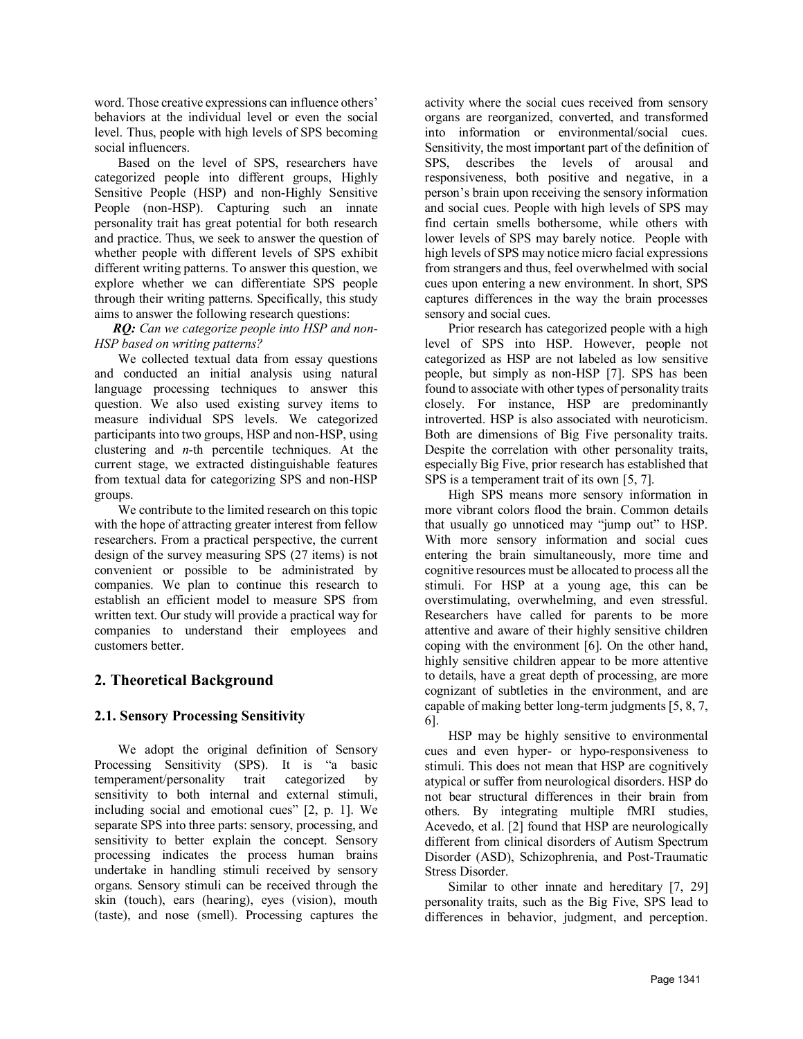word. Those creative expressions can influence others' behaviors at the individual level or even the social level. Thus, people with high levels of SPS becoming social influencers.

Based on the level of SPS, researchers have categorized people into different groups, Highly Sensitive People (HSP) and non-Highly Sensitive People (non-HSP). Capturing such an innate personality trait has great potential for both research and practice. Thus, we seek to answer the question of whether people with different levels of SPS exhibit different writing patterns. To answer this question, we explore whether we can differentiate SPS people through their writing patterns. Specifically, this study aims to answer the following research questions:

***RQ:*** *Can we categorize people into HSP and non-HSP based on writing patterns?*

We collected textual data from essay questions and conducted an initial analysis using natural language processing techniques to answer this question. We also used existing survey items to measure individual SPS levels. We categorized participants into two groups, HSP and non-HSP, using clustering and *n*-th percentile techniques. At the current stage, we extracted distinguishable features from textual data for categorizing SPS and non-HSP groups.

We contribute to the limited research on this topic with the hope of attracting greater interest from fellow researchers. From a practical perspective, the current design of the survey measuring SPS (27 items) is not convenient or possible to be administrated by companies. We plan to continue this research to establish an efficient model to measure SPS from written text. Our study will provide a practical way for companies to understand their employees and customers better.

## 2. Theoretical Background

### 2.1. Sensory Processing Sensitivity

We adopt the original definition of Sensory Processing Sensitivity (SPS). It is "a basic temperament/personality trait categorized by sensitivity to both internal and external stimuli, including social and emotional cues" [2, p. 1]. We separate SPS into three parts: sensory, processing, and sensitivity to better explain the concept. Sensory processing indicates the process human brains undertake in handling stimuli received by sensory organs. Sensory stimuli can be received through the skin (touch), ears (hearing), eyes (vision), mouth (taste), and nose (smell). Processing captures the activity where the social cues received from sensory organs are reorganized, converted, and transformed into information or environmental/social cues. Sensitivity, the most important part of the definition of SPS, describes the levels of arousal and responsiveness, both positive and negative, in a person's brain upon receiving the sensory information and social cues. People with high levels of SPS may find certain smells bothersome, while others with lower levels of SPS may barely notice. People with high levels of SPS may notice micro facial expressions from strangers and thus, feel overwhelmed with social cues upon entering a new environment. In short, SPS captures differences in the way the brain processes sensory and social cues.

Prior research has categorized people with a high level of SPS into HSP. However, people not categorized as HSP are not labeled as low sensitive people, but simply as non-HSP [7]. SPS has been found to associate with other types of personality traits closely. For instance, HSP are predominantly introverted. HSP is also associated with neuroticism. Both are dimensions of Big Five personality traits. Despite the correlation with other personality traits, especially Big Five, prior research has established that SPS is a temperament trait of its own [5, 7].

High SPS means more sensory information in more vibrant colors flood the brain. Common details that usually go unnoticed may "jump out" to HSP. With more sensory information and social cues entering the brain simultaneously, more time and cognitive resources must be allocated to process all the stimuli. For HSP at a young age, this can be overstimulating, overwhelming, and even stressful. Researchers have called for parents to be more attentive and aware of their highly sensitive children coping with the environment [6]. On the other hand, highly sensitive children appear to be more attentive to details, have a great depth of processing, are more cognizant of subtleties in the environment, and are capable of making better long-term judgments [5, 8, 7, 6].

HSP may be highly sensitive to environmental cues and even hyper- or hypo-responsiveness to stimuli. This does not mean that HSP are cognitively atypical or suffer from neurological disorders. HSP do not bear structural differences in their brain from others. By integrating multiple fMRI studies, Acevedo, et al. [2] found that HSP are neurologically different from clinical disorders of Autism Spectrum Disorder (ASD), Schizophrenia, and Post-Traumatic Stress Disorder.

Similar to other innate and hereditary [7, 29] personality traits, such as the Big Five, SPS lead to differences in behavior, judgment, and perception.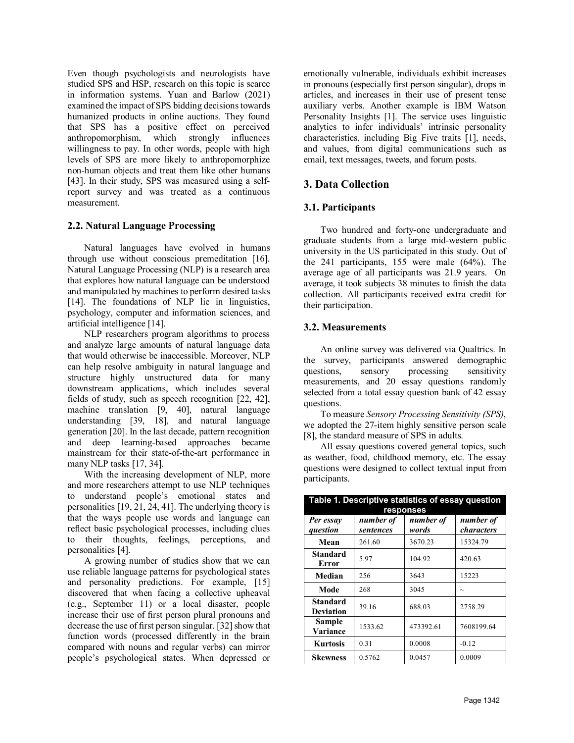Even though psychologists and neurologists have studied SPS and HSP, research on this topic is scarce in information systems. Yuan and Barlow (2021) examined the impact of SPS bidding decisions towards humanized products in online auctions. They found that SPS has a positive effect on perceived anthropomorphism, which strongly influences willingness to pay. In other words, people with high levels of SPS are more likely to anthropomorphize non-human objects and treat them like other humans [43]. In their study, SPS was measured using a self-report survey and was treated as a continuous measurement.

## 2.2. Natural Language Processing

Natural languages have evolved in humans through use without conscious premeditation [16]. Natural Language Processing (NLP) is a research area that explores how natural language can be understood and manipulated by machines to perform desired tasks [14]. The foundations of NLP lie in linguistics, psychology, computer and information sciences, and artificial intelligence [14].

NLP researchers program algorithms to process and analyze large amounts of natural language data that would otherwise be inaccessible. Moreover, NLP can help resolve ambiguity in natural language and structure highly unstructured data for many downstream applications, which includes several fields of study, such as speech recognition [22, 42], machine translation [9, 40], natural language understanding [39, 18], and natural language generation [20]. In the last decade, pattern recognition and deep learning-based approaches became mainstream for their state-of-the-art performance in many NLP tasks [17, 34].

With the increasing development of NLP, more and more researchers attempt to use NLP techniques to understand people's emotional states and personalities [19, 21, 24, 41]. The underlying theory is that the ways people use words and language can reflect basic psychological processes, including clues to their thoughts, feelings, perceptions, and personalities [4].

A growing number of studies show that we can use reliable language patterns for psychological states and personality predictions. For example, [15] discovered that when facing a collective upheaval (e.g., September 11) or a local disaster, people increase their use of first person plural pronouns and decrease the use of first person singular. [32] show that function words (processed differently in the brain compared with nouns and regular verbs) can mirror people's psychological states. When depressed or emotionally vulnerable, individuals exhibit increases in pronouns (especially first person singular), drops in articles, and increases in their use of present tense auxiliary verbs. Another example is IBM Watson Personality Insights [1]. The service uses linguistic analytics to infer individuals' intrinsic personality characteristics, including Big Five traits [1], needs, and values, from digital communications such as email, text messages, tweets, and forum posts.

# 3. Data Collection

## 3.1. Participants

Two hundred and forty-one undergraduate and graduate students from a large mid-western public university in the US participated in this study. Out of the 241 participants, 155 were male (64%). The average age of all participants was 21.9 years. On average, it took subjects 38 minutes to finish the data collection. All participants received extra credit for their participation.

## 3.2. Measurements

An online survey was delivered via Qualtrics. In the survey, participants answered demographic questions, sensory processing sensitivity measurements, and 20 essay questions randomly selected from a total essay question bank of 42 essay questions.

To measure *Sensory Processing Sensitivity (SPS)*, we adopted the 27-item highly sensitive person scale [8], the standard measure of SPS in adults.

All essay questions covered general topics, such as weather, food, childhood memory, etc. The essay questions were designed to collect textual input from participants.

**Table 1. Descriptive statistics of essay question responses**

| *Per essay question* | *number of sentences* | *number of words* | *number of characters* |
|---|---|---|---|
| **Mean** | 261.60 | 3670.23 | 15324.79 |
| **Standard Error** | 5.97 | 104.92 | 420.63 |
| **Median** | 256 | 3643 | 15223 |
| **Mode** | 268 | 3045 | ~ |
| **Standard Deviation** | 39.16 | 688.03 | 2758.29 |
| **Sample Variance** | 1533.62 | 473392.61 | 7608199.64 |
| **Kurtosis** | 0.31 | 0.0008 | -0.12 |
| **Skewness** | 0.5762 | 0.0457 | 0.0009 |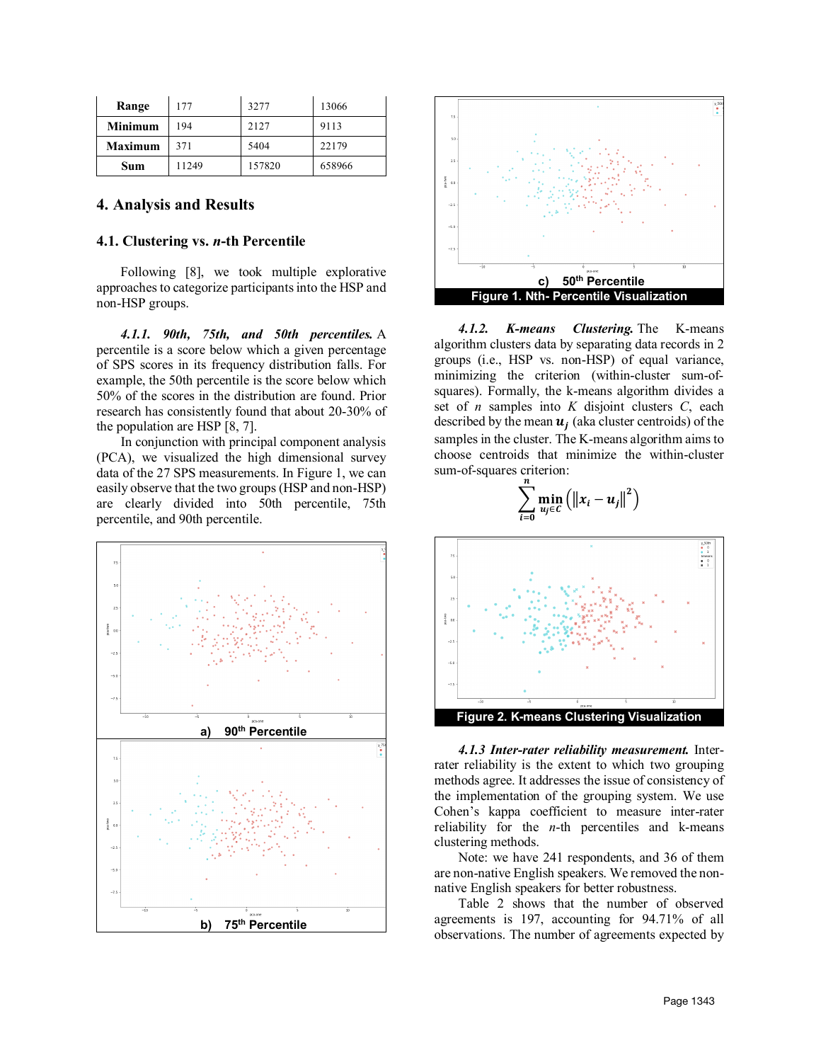| Range | 177 | 3277 | 13066 |
|---|---|---|---|
| Minimum | 194 | 2127 | 9113 |
| Maximum | 371 | 5404 | 22179 |
| Sum | 11249 | 157820 | 658966 |

## 4. Analysis and Results

### 4.1. Clustering vs. *n*-th Percentile

Following [8], we took multiple explorative approaches to categorize participants into the HSP and non-HSP groups.

***4.1.1. 90th, 75th, and 50th percentiles.*** A percentile is a score below which a given percentage of SPS scores in its frequency distribution falls. For example, the 50th percentile is the score below which 50% of the scores in the distribution are found. Prior research has consistently found that about 20-30% of the population are HSP [8, 7].

In conjunction with principal component analysis (PCA), we visualized the high dimensional survey data of the 27 SPS measurements. In Figure 1, we can easily observe that the two groups (HSP and non-HSP) are clearly divided into 50th percentile, 75th percentile, and 90th percentile.

a) 90th Percentile

b) 75th Percentile

c) 50th Percentile

**Figure 1. Nth- Percentile Visualization**

***4.1.2. K-means Clustering.*** The K-means algorithm clusters data by separating data records in 2 groups (i.e., HSP vs. non-HSP) of equal variance, minimizing the criterion (within-cluster sum-of-squares). Formally, the k-means algorithm divides a set of $n$ samples into $K$ disjoint clusters $C$, each described by the mean $\boldsymbol{u_j}$ (aka cluster centroids) of the samples in the cluster. The K-means algorithm aims to choose centroids that minimize the within-cluster sum-of-squares criterion:

$$\sum_{i=0}^{n} \min_{u_j \in C} \left( \|\boldsymbol{x_i} - \boldsymbol{u_j}\|^2 \right)$$

**Figure 2. K-means Clustering Visualization**

***4.1.3 Inter-rater reliability measurement.*** Inter-rater reliability is the extent to which two grouping methods agree. It addresses the issue of consistency of the implementation of the grouping system. We use Cohen's kappa coefficient to measure inter-rater reliability for the $n$-th percentiles and k-means clustering methods.

Note: we have 241 respondents, and 36 of them are non-native English speakers. We removed the non-native English speakers for better robustness.

Table 2 shows that the number of observed agreements is 197, accounting for 94.71% of all observations. The number of agreements expected by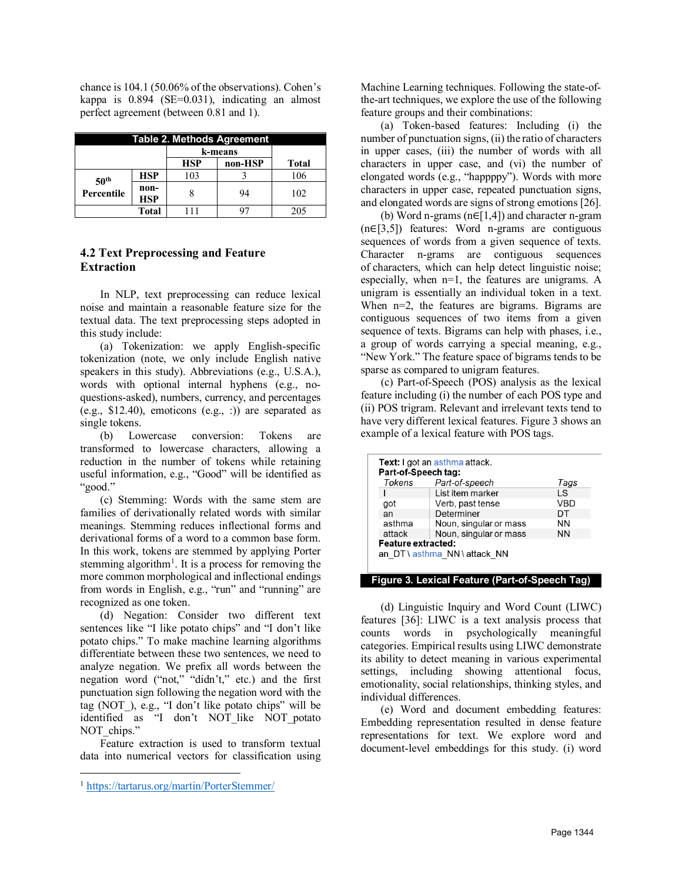chance is 104.1 (50.06% of the observations). Cohen's kappa is 0.894 (SE=0.031), indicating an almost perfect agreement (between 0.81 and 1).

**Table 2. Methods Agreement**

| | | k-means | | |
|---|---|---|---|---|
| | | HSP | non-HSP | Total |
| 50th Percentile | HSP | 103 | 3 | 106 |
| | non-HSP | 8 | 94 | 102 |
| | Total | 111 | 97 | 205 |

## 4.2 Text Preprocessing and Feature Extraction

In NLP, text preprocessing can reduce lexical noise and maintain a reasonable feature size for the textual data. The text preprocessing steps adopted in this study include:

(a) Tokenization: we apply English-specific tokenization (note, we only include English native speakers in this study). Abbreviations (e.g., U.S.A.), words with optional internal hyphens (e.g., no-questions-asked), numbers, currency, and percentages (e.g., $12.40), emoticons (e.g., :)) are separated as single tokens.

(b) Lowercase conversion: Tokens are transformed to lowercase characters, allowing a reduction in the number of tokens while retaining useful information, e.g., "Good" will be identified as "good."

(c) Stemming: Words with the same stem are families of derivationally related words with similar meanings. Stemming reduces inflectional forms and derivational forms of a word to a common base form. In this work, tokens are stemmed by applying Porter stemming algorithm[1]. It is a process for removing the more common morphological and inflectional endings from words in English, e.g., "run" and "running" are recognized as one token.

(d) Negation: Consider two different text sentences like "I like potato chips" and "I don't like potato chips." To make machine learning algorithms differentiate between these two sentences, we need to analyze negation. We prefix all words between the negation word ("not," "didn't," etc.) and the first punctuation sign following the negation word with the tag (NOT_), e.g., "I don't like potato chips" will be identified as "I don't NOT_like NOT_potato NOT_chips."

Feature extraction is used to transform textual data into numerical vectors for classification using Machine Learning techniques. Following the state-of-the-art techniques, we explore the use of the following feature groups and their combinations:

(a) Token-based features: Including (i) the number of punctuation signs, (ii) the ratio of characters in upper cases, (iii) the number of words with all characters in upper case, and (vi) the number of elongated words (e.g., "happppy"). Words with more characters in upper case, repeated punctuation signs, and elongated words are signs of strong emotions [26].

(b) Word n-grams (n∈[1,4]) and character n-gram (n∈[3,5]) features: Word n-grams are contiguous sequences of words from a given sequence of texts. Character n-grams are contiguous sequences of characters, which can help detect linguistic noise; especially, when n=1, the features are unigrams. A unigram is essentially an individual token in a text. When n=2, the features are bigrams. Bigrams are contiguous sequences of two items from a given sequence of texts. Bigrams can help with phases, i.e., a group of words carrying a special meaning, e.g., "New York." The feature space of bigrams tends to be sparse as compared to unigram features.

(c) Part-of-Speech (POS) analysis as the lexical feature including (i) the number of each POS type and (ii) POS trigram. Relevant and irrelevant texts tend to have very different lexical features. Figure 3 shows an example of a lexical feature with POS tags.

**Text:** I got an asthma attack.
**Part-of-Speech tag:**

| *Tokens* | *Part-of-speech* | *Tags* |
|---|---|---|
| I | List item marker | LS |
| got | Verb, past tense | VBD |
| an | Determiner | DT |
| asthma | Noun, singular or mass | NN |
| attack | Noun, singular or mass | NN |

**Feature extracted:**
an_DT \ asthma_NN \ attack_NN

**Figure 3. Lexical Feature (Part-of-Speech Tag)**

(d) Linguistic Inquiry and Word Count (LIWC) features [36]: LIWC is a text analysis process that counts words in psychologically meaningful categories. Empirical results using LIWC demonstrate its ability to detect meaning in various experimental settings, including showing attentional focus, emotionality, social relationships, thinking styles, and individual differences.

(e) Word and document embedding features: Embedding representation resulted in dense feature representations for text. We explore word and document-level embeddings for this study. (i) word

[1] https://tartarus.org/martin/PorterStemmer/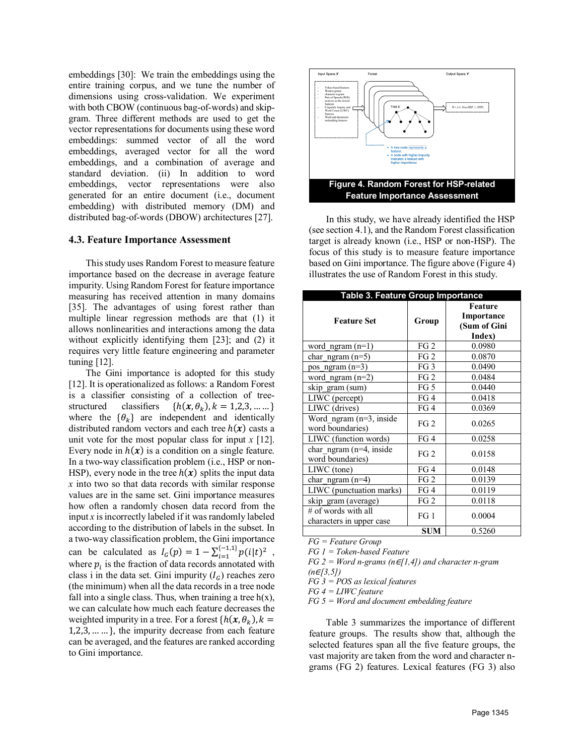embeddings [30]: We train the embeddings using the entire training corpus, and we tune the number of dimensions using cross-validation. We experiment with both CBOW (continuous bag-of-words) and skip-gram. Three different methods are used to get the vector representations for documents using these word embeddings: summed vector of all the word embeddings, averaged vector for all the word embeddings, and a combination of average and standard deviation. (ii) In addition to word embeddings, vector representations were also generated for an entire document (i.e., document embedding) with distributed memory (DM) and distributed bag-of-words (DBOW) architectures [27].

### 4.3. Feature Importance Assessment

This study uses Random Forest to measure feature importance based on the decrease in average feature impurity. Using Random Forest for feature importance measuring has received attention in many domains [35]. The advantages of using forest rather than multiple linear regression methods are that (1) it allows nonlinearities and interactions among the data without explicitly identifying them [23]; and (2) it requires very little feature engineering and parameter tuning [12].

The Gini importance is adopted for this study [12]. It is operationalized as follows: a Random Forest is a classifier consisting of a collection of tree-structured classifiers $\{h(\boldsymbol{x}, \theta_k), k = 1,2,3, \ldots\ldots\}$ where the $\{\theta_k\}$ are independent and identically distributed random vectors and each tree $h(\boldsymbol{x})$ casts a unit vote for the most popular class for input $x$ [12]. Every node in $h(\boldsymbol{x})$ is a condition on a single feature. In a two-way classification problem (i.e., HSP or non-HSP), every node in the tree $h(\boldsymbol{x})$ splits the input data $x$ into two so that data records with similar response values are in the same set. Gini importance measures how often a randomly chosen data record from the input $x$ is incorrectly labeled if it was randomly labeled according to the distribution of labels in the subset. In a two-way classification problem, the Gini importance can be calculated as $I_G(p) = 1 - \sum_{i=1}^{\{-1,1\}} p(i|t)^2$, where $p_i$ is the fraction of data records annotated with class i in the data set. Gini impurity ($I_G$) reaches zero (the minimum) when all the data records in a tree node fall into a single class. Thus, when training a tree h(x), we can calculate how much each feature decreases the weighted impurity in a tree. For a forest $\{h(\boldsymbol{x}, \theta_k), k = 1,2,3, \ldots\ldots\}$, the impurity decrease from each feature can be averaged, and the features are ranked according to Gini importance.

**Figure 4. Random Forest for HSP-related Feature Importance Assessment**

In this study, we have already identified the HSP (see section 4.1), and the Random Forest classification target is already known (i.e., HSP or non-HSP). The focus of this study is to measure feature importance based on Gini importance. The figure above (Figure 4) illustrates the use of Random Forest in this study.

**Table 3. Feature Group Importance**

| Feature Set | Group | Feature Importance (Sum of Gini Index) |
|---|---|---|
| word_ngram (n=1) | FG 2 | 0.0980 |
| char_ngram (n=5) | FG 2 | 0.0870 |
| pos_ngram (n=3) | FG 3 | 0.0490 |
| word_ngram (n=2) | FG 2 | 0.0484 |
| skip_gram (sum) | FG 5 | 0.0440 |
| LIWC (percept) | FG 4 | 0.0418 |
| LIWC (drives) | FG 4 | 0.0369 |
| Word_ngram (n=3, inside word boundaries) | FG 2 | 0.0265 |
| LIWC (function words) | FG 4 | 0.0258 |
| char_ngram (n=4, inside word boundaries) | FG 2 | 0.0158 |
| LIWC (tone) | FG 4 | 0.0148 |
| char_ngram (n=4) | FG 2 | 0.0139 |
| LIWC (punctuation marks) | FG 4 | 0.0119 |
| skip_gram (average) | FG 2 | 0.0118 |
| # of words with all characters in upper case | FG 1 | 0.0004 |
| | **SUM** | 0.5260 |

*FG = Feature Group*
*FG 1 = Token-based Feature*
*FG 2 = Word n-grams (n∈[1,4]) and character n-gram (n∈[3,5])*
*FG 3 = POS as lexical features*
*FG 4 = LIWC feature*
*FG 5 = Word and document embedding feature*

Table 3 summarizes the importance of different feature groups. The results show that, although the selected features span all the five feature groups, the vast majority are taken from the word and character n-grams (FG 2) features. Lexical features (FG 3) also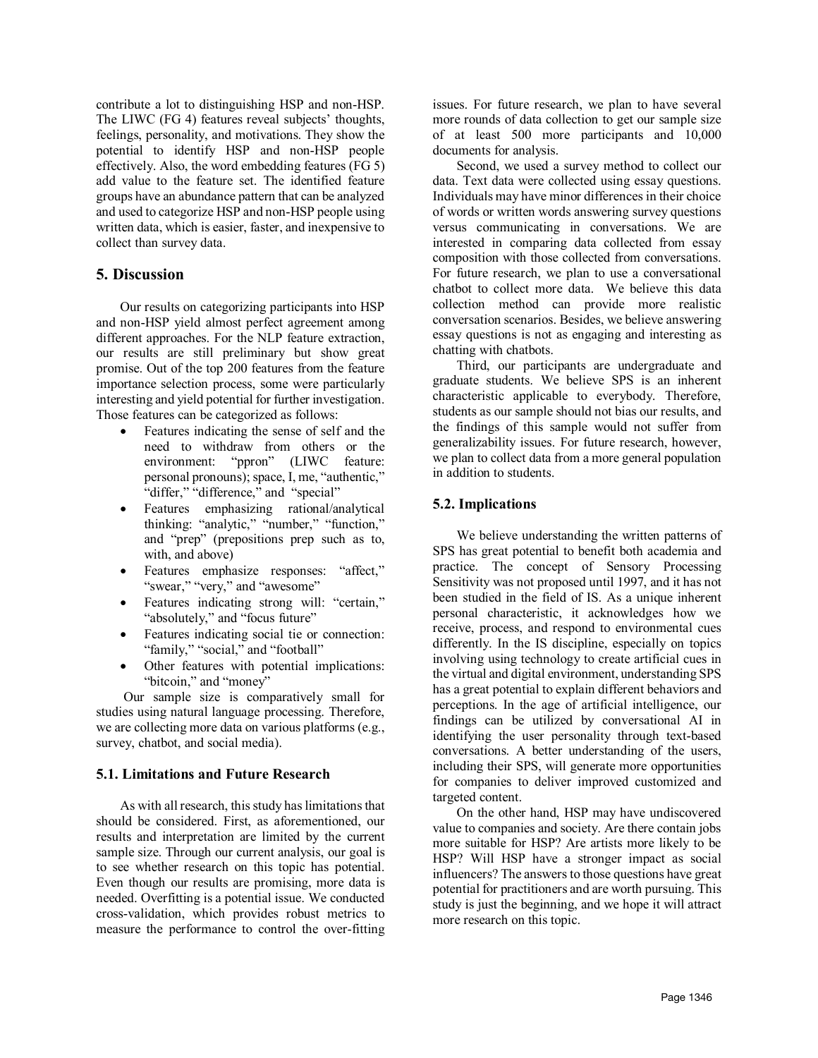contribute a lot to distinguishing HSP and non-HSP. The LIWC (FG 4) features reveal subjects' thoughts, feelings, personality, and motivations. They show the potential to identify HSP and non-HSP people effectively. Also, the word embedding features (FG 5) add value to the feature set. The identified feature groups have an abundance pattern that can be analyzed and used to categorize HSP and non-HSP people using written data, which is easier, faster, and inexpensive to collect than survey data.

## 5. Discussion

Our results on categorizing participants into HSP and non-HSP yield almost perfect agreement among different approaches. For the NLP feature extraction, our results are still preliminary but show great promise. Out of the top 200 features from the feature importance selection process, some were particularly interesting and yield potential for further investigation. Those features can be categorized as follows:

- Features indicating the sense of self and the need to withdraw from others or the environment: "ppron" (LIWC feature: personal pronouns); space, I, me, "authentic," "differ," "difference," and "special"
- Features emphasizing rational/analytical thinking: "analytic," "number," "function," and "prep" (prepositions prep such as to, with, and above)
- Features emphasize responses: "affect," "swear," "very," and "awesome"
- Features indicating strong will: "certain," "absolutely," and "focus future"
- Features indicating social tie or connection: "family," "social," and "football"
- Other features with potential implications: "bitcoin," and "money"

Our sample size is comparatively small for studies using natural language processing. Therefore, we are collecting more data on various platforms (e.g., survey, chatbot, and social media).

### 5.1. Limitations and Future Research

As with all research, this study has limitations that should be considered. First, as aforementioned, our results and interpretation are limited by the current sample size. Through our current analysis, our goal is to see whether research on this topic has potential. Even though our results are promising, more data is needed. Overfitting is a potential issue. We conducted cross-validation, which provides robust metrics to measure the performance to control the over-fitting issues. For future research, we plan to have several more rounds of data collection to get our sample size of at least 500 more participants and 10,000 documents for analysis.

Second, we used a survey method to collect our data. Text data were collected using essay questions. Individuals may have minor differences in their choice of words or written words answering survey questions versus communicating in conversations. We are interested in comparing data collected from essay composition with those collected from conversations. For future research, we plan to use a conversational chatbot to collect more data. We believe this data collection method can provide more realistic conversation scenarios. Besides, we believe answering essay questions is not as engaging and interesting as chatting with chatbots.

Third, our participants are undergraduate and graduate students. We believe SPS is an inherent characteristic applicable to everybody. Therefore, students as our sample should not bias our results, and the findings of this sample would not suffer from generalizability issues. For future research, however, we plan to collect data from a more general population in addition to students.

### 5.2. Implications

We believe understanding the written patterns of SPS has great potential to benefit both academia and practice. The concept of Sensory Processing Sensitivity was not proposed until 1997, and it has not been studied in the field of IS. As a unique inherent personal characteristic, it acknowledges how we receive, process, and respond to environmental cues differently. In the IS discipline, especially on topics involving using technology to create artificial cues in the virtual and digital environment, understanding SPS has a great potential to explain different behaviors and perceptions. In the age of artificial intelligence, our findings can be utilized by conversational AI in identifying the user personality through text-based conversations. A better understanding of the users, including their SPS, will generate more opportunities for companies to deliver improved customized and targeted content.

On the other hand, HSP may have undiscovered value to companies and society. Are there contain jobs more suitable for HSP? Are artists more likely to be HSP? Will HSP have a stronger impact as social influencers? The answers to those questions have great potential for practitioners and are worth pursuing. This study is just the beginning, and we hope it will attract more research on this topic.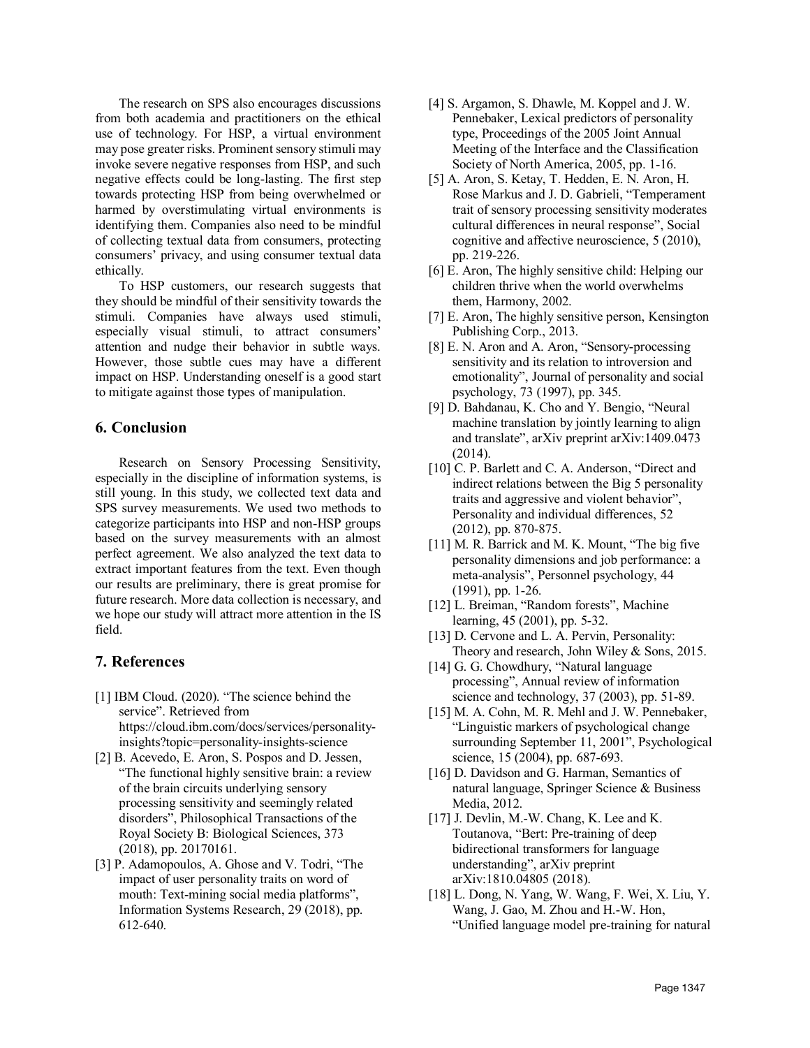The research on SPS also encourages discussions from both academia and practitioners on the ethical use of technology. For HSP, a virtual environment may pose greater risks. Prominent sensory stimuli may invoke severe negative responses from HSP, and such negative effects could be long-lasting. The first step towards protecting HSP from being overwhelmed or harmed by overstimulating virtual environments is identifying them. Companies also need to be mindful of collecting textual data from consumers, protecting consumers' privacy, and using consumer textual data ethically.

To HSP customers, our research suggests that they should be mindful of their sensitivity towards the stimuli. Companies have always used stimuli, especially visual stimuli, to attract consumers' attention and nudge their behavior in subtle ways. However, those subtle cues may have a different impact on HSP. Understanding oneself is a good start to mitigate against those types of manipulation.

## 6. Conclusion

Research on Sensory Processing Sensitivity, especially in the discipline of information systems, is still young. In this study, we collected text data and SPS survey measurements. We used two methods to categorize participants into HSP and non-HSP groups based on the survey measurements with an almost perfect agreement. We also analyzed the text data to extract important features from the text. Even though our results are preliminary, there is great promise for future research. More data collection is necessary, and we hope our study will attract more attention in the IS field.

## 7. References

[1] IBM Cloud. (2020). "The science behind the service". Retrieved from https://cloud.ibm.com/docs/services/personality-insights?topic=personality-insights-science

[2] B. Acevedo, E. Aron, S. Pospos and D. Jessen, "The functional highly sensitive brain: a review of the brain circuits underlying sensory processing sensitivity and seemingly related disorders", Philosophical Transactions of the Royal Society B: Biological Sciences, 373 (2018), pp. 20170161.

[3] P. Adamopoulos, A. Ghose and V. Todri, "The impact of user personality traits on word of mouth: Text-mining social media platforms", Information Systems Research, 29 (2018), pp. 612-640.

[4] S. Argamon, S. Dhawle, M. Koppel and J. W. Pennebaker, Lexical predictors of personality type, Proceedings of the 2005 Joint Annual Meeting of the Interface and the Classification Society of North America, 2005, pp. 1-16.

[5] A. Aron, S. Ketay, T. Hedden, E. N. Aron, H. Rose Markus and J. D. Gabrieli, "Temperament trait of sensory processing sensitivity moderates cultural differences in neural response", Social cognitive and affective neuroscience, 5 (2010), pp. 219-226.

[6] E. Aron, The highly sensitive child: Helping our children thrive when the world overwhelms them, Harmony, 2002.

[7] E. Aron, The highly sensitive person, Kensington Publishing Corp., 2013.

[8] E. N. Aron and A. Aron, "Sensory-processing sensitivity and its relation to introversion and emotionality", Journal of personality and social psychology, 73 (1997), pp. 345.

[9] D. Bahdanau, K. Cho and Y. Bengio, "Neural machine translation by jointly learning to align and translate", arXiv preprint arXiv:1409.0473 (2014).

[10] C. P. Barlett and C. A. Anderson, "Direct and indirect relations between the Big 5 personality traits and aggressive and violent behavior", Personality and individual differences, 52 (2012), pp. 870-875.

[11] M. R. Barrick and M. K. Mount, "The big five personality dimensions and job performance: a meta-analysis", Personnel psychology, 44 (1991), pp. 1-26.

[12] L. Breiman, "Random forests", Machine learning, 45 (2001), pp. 5-32.

[13] D. Cervone and L. A. Pervin, Personality: Theory and research, John Wiley & Sons, 2015.

[14] G. G. Chowdhury, "Natural language processing", Annual review of information science and technology, 37 (2003), pp. 51-89.

[15] M. A. Cohn, M. R. Mehl and J. W. Pennebaker, "Linguistic markers of psychological change surrounding September 11, 2001", Psychological science, 15 (2004), pp. 687-693.

[16] D. Davidson and G. Harman, Semantics of natural language, Springer Science & Business Media, 2012.

[17] J. Devlin, M.-W. Chang, K. Lee and K. Toutanova, "Bert: Pre-training of deep bidirectional transformers for language understanding", arXiv preprint arXiv:1810.04805 (2018).

[18] L. Dong, N. Yang, W. Wang, F. Wei, X. Liu, Y. Wang, J. Gao, M. Zhou and H.-W. Hon, "Unified language model pre-training for natural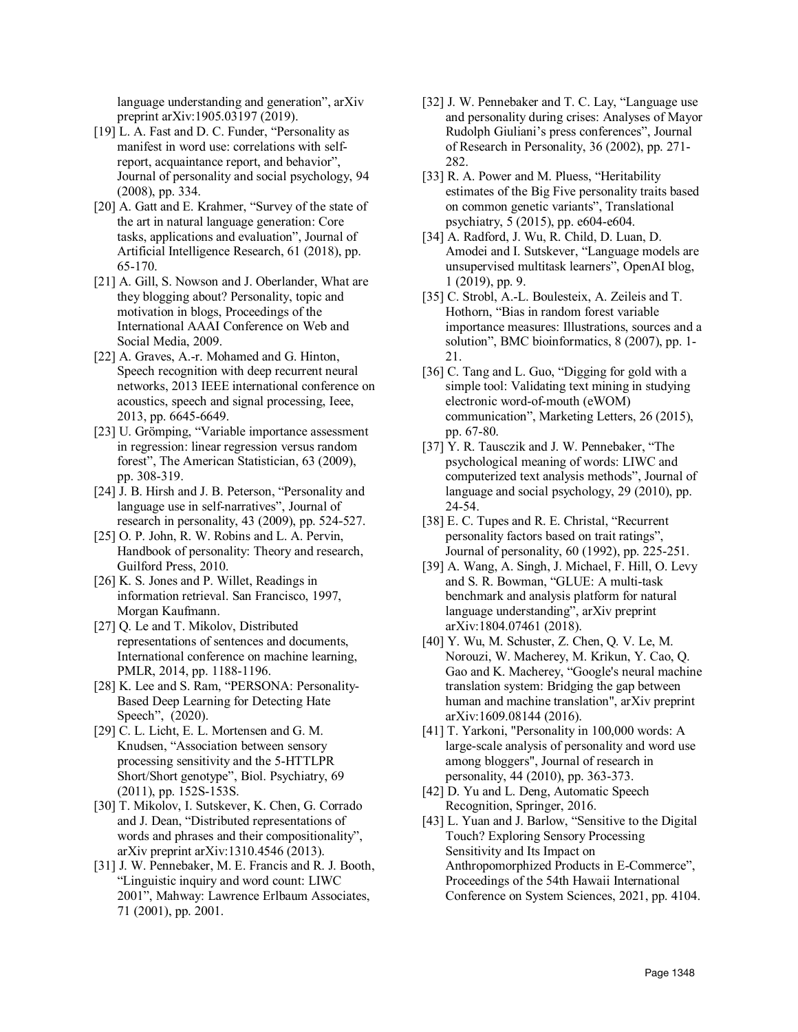language understanding and generation", arXiv preprint arXiv:1905.03197 (2019).

[19] L. A. Fast and D. C. Funder, "Personality as manifest in word use: correlations with self-report, acquaintance report, and behavior", Journal of personality and social psychology, 94 (2008), pp. 334.

[20] A. Gatt and E. Krahmer, "Survey of the state of the art in natural language generation: Core tasks, applications and evaluation", Journal of Artificial Intelligence Research, 61 (2018), pp. 65-170.

[21] A. Gill, S. Nowson and J. Oberlander, What are they blogging about? Personality, topic and motivation in blogs, Proceedings of the International AAAI Conference on Web and Social Media, 2009.

[22] A. Graves, A.-r. Mohamed and G. Hinton, Speech recognition with deep recurrent neural networks, 2013 IEEE international conference on acoustics, speech and signal processing, Ieee, 2013, pp. 6645-6649.

[23] U. Grömping, "Variable importance assessment in regression: linear regression versus random forest", The American Statistician, 63 (2009), pp. 308-319.

[24] J. B. Hirsh and J. B. Peterson, "Personality and language use in self-narratives", Journal of research in personality, 43 (2009), pp. 524-527.

[25] O. P. John, R. W. Robins and L. A. Pervin, Handbook of personality: Theory and research, Guilford Press, 2010.

[26] K. S. Jones and P. Willet, Readings in information retrieval. San Francisco, 1997, Morgan Kaufmann.

[27] Q. Le and T. Mikolov, Distributed representations of sentences and documents, International conference on machine learning, PMLR, 2014, pp. 1188-1196.

[28] K. Lee and S. Ram, "PERSONA: Personality-Based Deep Learning for Detecting Hate Speech", (2020).

[29] C. L. Licht, E. L. Mortensen and G. M. Knudsen, "Association between sensory processing sensitivity and the 5-HTTLPR Short/Short genotype", Biol. Psychiatry, 69 (2011), pp. 152S-153S.

[30] T. Mikolov, I. Sutskever, K. Chen, G. Corrado and J. Dean, "Distributed representations of words and phrases and their compositionality", arXiv preprint arXiv:1310.4546 (2013).

[31] J. W. Pennebaker, M. E. Francis and R. J. Booth, "Linguistic inquiry and word count: LIWC 2001", Mahway: Lawrence Erlbaum Associates, 71 (2001), pp. 2001.

[32] J. W. Pennebaker and T. C. Lay, "Language use and personality during crises: Analyses of Mayor Rudolph Giuliani's press conferences", Journal of Research in Personality, 36 (2002), pp. 271-282.

[33] R. A. Power and M. Pluess, "Heritability estimates of the Big Five personality traits based on common genetic variants", Translational psychiatry, 5 (2015), pp. e604-e604.

[34] A. Radford, J. Wu, R. Child, D. Luan, D. Amodei and I. Sutskever, "Language models are unsupervised multitask learners", OpenAI blog, 1 (2019), pp. 9.

[35] C. Strobl, A.-L. Boulesteix, A. Zeileis and T. Hothorn, "Bias in random forest variable importance measures: Illustrations, sources and a solution", BMC bioinformatics, 8 (2007), pp. 1-21.

[36] C. Tang and L. Guo, "Digging for gold with a simple tool: Validating text mining in studying electronic word-of-mouth (eWOM) communication", Marketing Letters, 26 (2015), pp. 67-80.

[37] Y. R. Tausczik and J. W. Pennebaker, "The psychological meaning of words: LIWC and computerized text analysis methods", Journal of language and social psychology, 29 (2010), pp. 24-54.

[38] E. C. Tupes and R. E. Christal, "Recurrent personality factors based on trait ratings", Journal of personality, 60 (1992), pp. 225-251.

[39] A. Wang, A. Singh, J. Michael, F. Hill, O. Levy and S. R. Bowman, "GLUE: A multi-task benchmark and analysis platform for natural language understanding", arXiv preprint arXiv:1804.07461 (2018).

[40] Y. Wu, M. Schuster, Z. Chen, Q. V. Le, M. Norouzi, W. Macherey, M. Krikun, Y. Cao, Q. Gao and K. Macherey, "Google's neural machine translation system: Bridging the gap between human and machine translation", arXiv preprint arXiv:1609.08144 (2016).

[41] T. Yarkoni, "Personality in 100,000 words: A large-scale analysis of personality and word use among bloggers", Journal of research in personality, 44 (2010), pp. 363-373.

[42] D. Yu and L. Deng, Automatic Speech Recognition, Springer, 2016.

[43] L. Yuan and J. Barlow, "Sensitive to the Digital Touch? Exploring Sensory Processing Sensitivity and Its Impact on Anthropomorphized Products in E-Commerce", Proceedings of the 54th Hawaii International Conference on System Sciences, 2021, pp. 4104.